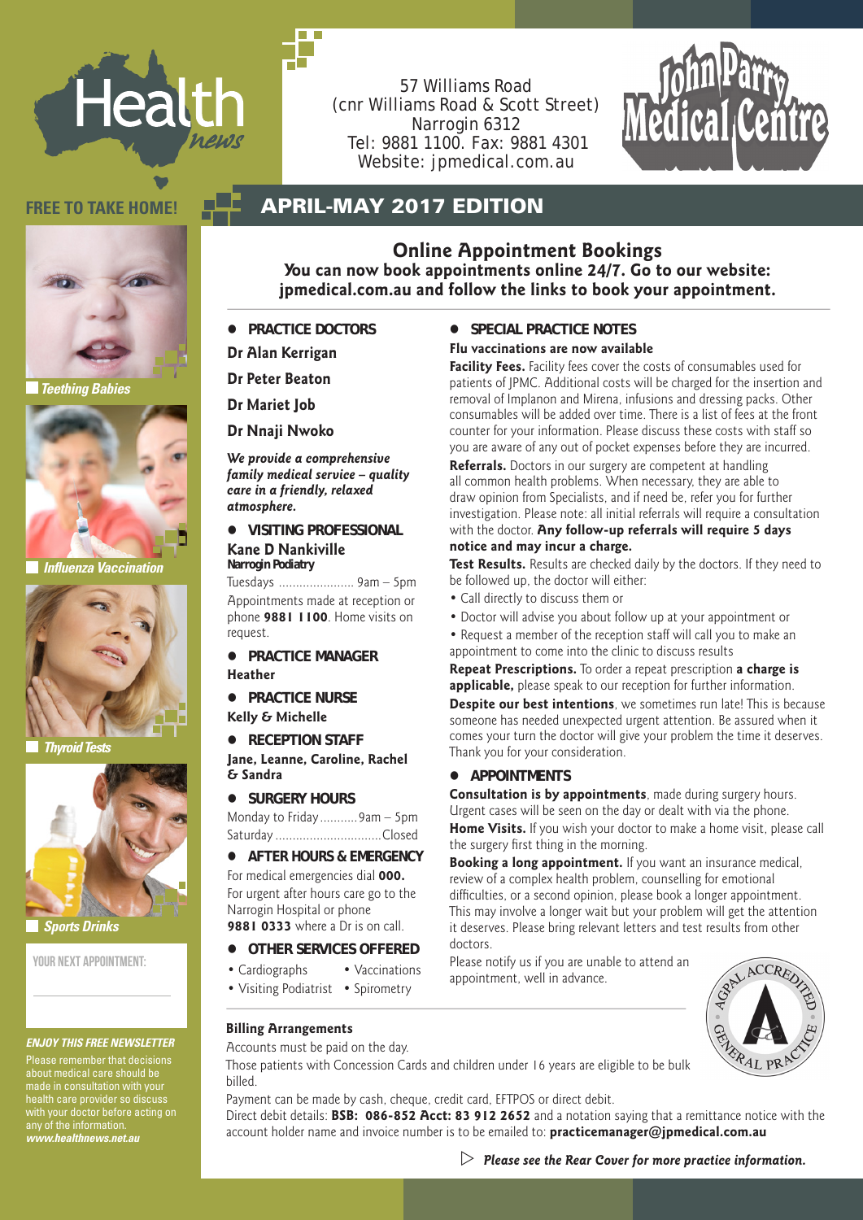# Health news

57 Williams Road
(cnr Williams Road & Scott Street)
Narrogin 6312
Tel: 9881 1100. Fax: 9881 4301
Website: jpmedical.com.au

John Parry Medical Centre

**FREE TO TAKE HOME!**

## APRIL-MAY 2017 EDITION

Teething Babies

Influenza Vaccination

Thyroid Tests

Sports Drinks

YOUR NEXT APPOINTMENT:

***ENJOY THIS FREE NEWSLETTER***

Please remember that decisions about medical care should be made in consultation with your health care provider so discuss with your doctor before acting on any of the information.
***www.healthnews.net.au***

## Online Appointment Bookings

**You can now book appointments online 24/7. Go to our website: jpmedical.com.au and follow the links to book your appointment.**

### PRACTICE DOCTORS

**Dr Alan Kerrigan**

**Dr Peter Beaton**

**Dr Mariet Job**

**Dr Nnaji Nwoko**

***We provide a comprehensive family medical service – quality care in a friendly, relaxed atmosphere.***

### VISITING PROFESSIONAL

**Kane D Nankiville**
**Narrogin Podiatry**

Tuesdays ...................... 9am – 5pm

Appointments made at reception or phone **9881 1100**. Home visits on request.

### PRACTICE MANAGER

**Heather**

### PRACTICE NURSE

**Kelly & Michelle**

### RECEPTION STAFF

**Jane, Leanne, Caroline, Rachel & Sandra**

### SURGERY HOURS

Monday to Friday........... 9am – 5pm
Saturday ............................... Closed

### AFTER HOURS & EMERGENCY

For medical emergencies dial **000.**
For urgent after hours care go to the Narrogin Hospital or phone **9881 0333** where a Dr is on call.

### OTHER SERVICES OFFERED

- Cardiographs
- Vaccinations
- Visiting Podiatrist
- Spirometry

### SPECIAL PRACTICE NOTES

**Flu vaccinations are now available**

**Facility Fees.** Facility fees cover the costs of consumables used for patients of JPMC. Additional costs will be charged for the insertion and removal of Implanon and Mirena, infusions and dressing packs. Other consumables will be added over time. There is a list of fees at the front counter for your information. Please discuss these costs with staff so you are aware of any out of pocket expenses before they are incurred.

**Referrals.** Doctors in our surgery are competent at handling all common health problems. When necessary, they are able to draw opinion from Specialists, and if need be, refer you for further investigation. Please note: all initial referrals will require a consultation with the doctor. **Any follow-up referrals will require 5 days notice and may incur a charge.**

**Test Results.** Results are checked daily by the doctors. If they need to be followed up, the doctor will either:

- Call directly to discuss them or
- Doctor will advise you about follow up at your appointment or
- Request a member of the reception staff will call you to make an appointment to come into the clinic to discuss results

**Repeat Prescriptions.** To order a repeat prescription **a charge is applicable,** please speak to our reception for further information.

**Despite our best intentions**, we sometimes run late! This is because someone has needed unexpected urgent attention. Be assured when it comes your turn the doctor will give your problem the time it deserves. Thank you for your consideration.

### APPOINTMENTS

**Consultation is by appointments**, made during surgery hours. Urgent cases will be seen on the day or dealt with via the phone.

**Home Visits.** If you wish your doctor to make a home visit, please call the surgery first thing in the morning.

**Booking a long appointment.** If you want an insurance medical, review of a complex health problem, counselling for emotional difficulties, or a second opinion, please book a longer appointment. This may involve a longer wait but your problem will get the attention it deserves. Please bring relevant letters and test results from other doctors.

Please notify us if you are unable to attend an appointment, well in advance.

AGPAL ACCREDITED GENERAL PRACTICE

### Billing Arrangements

Accounts must be paid on the day.

Those patients with Concession Cards and children under 16 years are eligible to be bulk billed.

Payment can be made by cash, cheque, credit card, EFTPOS or direct debit.

Direct debit details: **BSB: 086-852 Acct: 83 912 2652** and a notation saying that a remittance notice with the account holder name and invoice number is to be emailed to: **practicemanager@jpmedical.com.au**

▷ ***Please see the Rear Cover for more practice information.***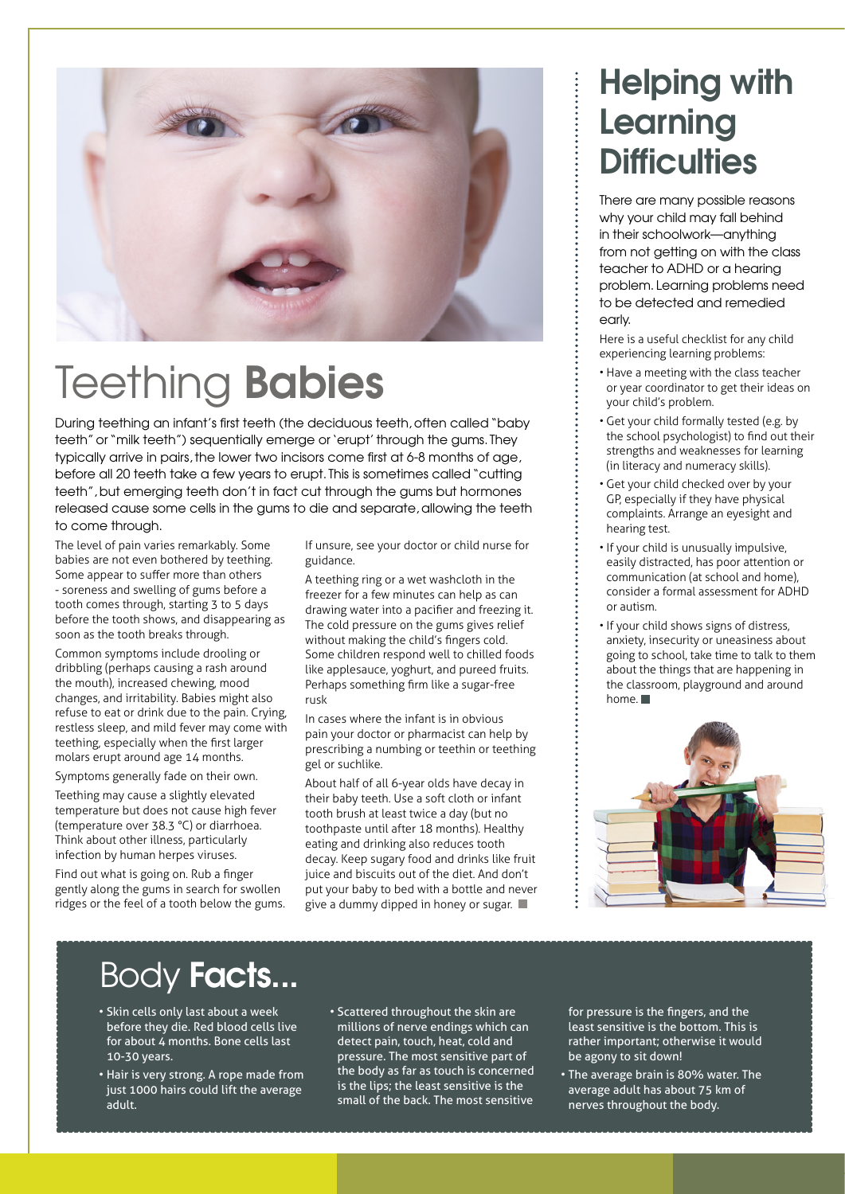# Teething **Babies**

During teething an infant's first teeth (the deciduous teeth, often called "baby teeth" or "milk teeth") sequentially emerge or 'erupt' through the gums. They typically arrive in pairs, the lower two incisors come first at 6-8 months of age, before all 20 teeth take a few years to erupt. This is sometimes called "cutting teeth", but emerging teeth don't in fact cut through the gums but hormones released cause some cells in the gums to die and separate, allowing the teeth to come through.

The level of pain varies remarkably. Some babies are not even bothered by teething. Some appear to suffer more than others - soreness and swelling of gums before a tooth comes through, starting 3 to 5 days before the tooth shows, and disappearing as soon as the tooth breaks through.

Common symptoms include drooling or dribbling (perhaps causing a rash around the mouth), increased chewing, mood changes, and irritability. Babies might also refuse to eat or drink due to the pain. Crying, restless sleep, and mild fever may come with teething, especially when the first larger molars erupt around age 14 months.

Symptoms generally fade on their own.

Teething may cause a slightly elevated temperature but does not cause high fever (temperature over 38.3 °C) or diarrhoea. Think about other illness, particularly infection by human herpes viruses.

Find out what is going on. Rub a finger gently along the gums in search for swollen ridges or the feel of a tooth below the gums. If unsure, see your doctor or child nurse for guidance.

A teething ring or a wet washcloth in the freezer for a few minutes can help as can drawing water into a pacifier and freezing it. The cold pressure on the gums gives relief without making the child's fingers cold. Some children respond well to chilled foods like applesauce, yoghurt, and pureed fruits. Perhaps something firm like a sugar-free rusk

In cases where the infant is in obvious pain your doctor or pharmacist can help by prescribing a numbing or teethin or teething gel or suchlike.

About half of all 6-year olds have decay in their baby teeth. Use a soft cloth or infant tooth brush at least twice a day (but no toothpaste until after 18 months). Healthy eating and drinking also reduces tooth decay. Keep sugary food and drinks like fruit juice and biscuits out of the diet. And don't put your baby to bed with a bottle and never give a dummy dipped in honey or sugar. ■

# Helping with Learning Difficulties

There are many possible reasons why your child may fall behind in their schoolwork—anything from not getting on with the class teacher to ADHD or a hearing problem. Learning problems need to be detected and remedied early.

Here is a useful checklist for any child experiencing learning problems:

- Have a meeting with the class teacher or year coordinator to get their ideas on your child's problem.
- Get your child formally tested (e.g. by the school psychologist) to find out their strengths and weaknesses for learning (in literacy and numeracy skills).
- Get your child checked over by your GP, especially if they have physical complaints. Arrange an eyesight and hearing test.
- If your child is unusually impulsive, easily distracted, has poor attention or communication (at school and home), consider a formal assessment for ADHD or autism.
- If your child shows signs of distress, anxiety, insecurity or uneasiness about going to school, take time to talk to them about the things that are happening in the classroom, playground and around home. ■

# Body **Facts...**

- Skin cells only last about a week before they die. Red blood cells live for about 4 months. Bone cells last 10-30 years.
- Hair is very strong. A rope made from just 1000 hairs could lift the average adult.
- Scattered throughout the skin are millions of nerve endings which can detect pain, touch, heat, cold and pressure. The most sensitive part of the body as far as touch is concerned is the lips; the least sensitive is the small of the back. The most sensitive for pressure is the fingers, and the least sensitive is the bottom. This is rather important; otherwise it would be agony to sit down!
- The average brain is 80% water. The average adult has about 75 km of nerves throughout the body.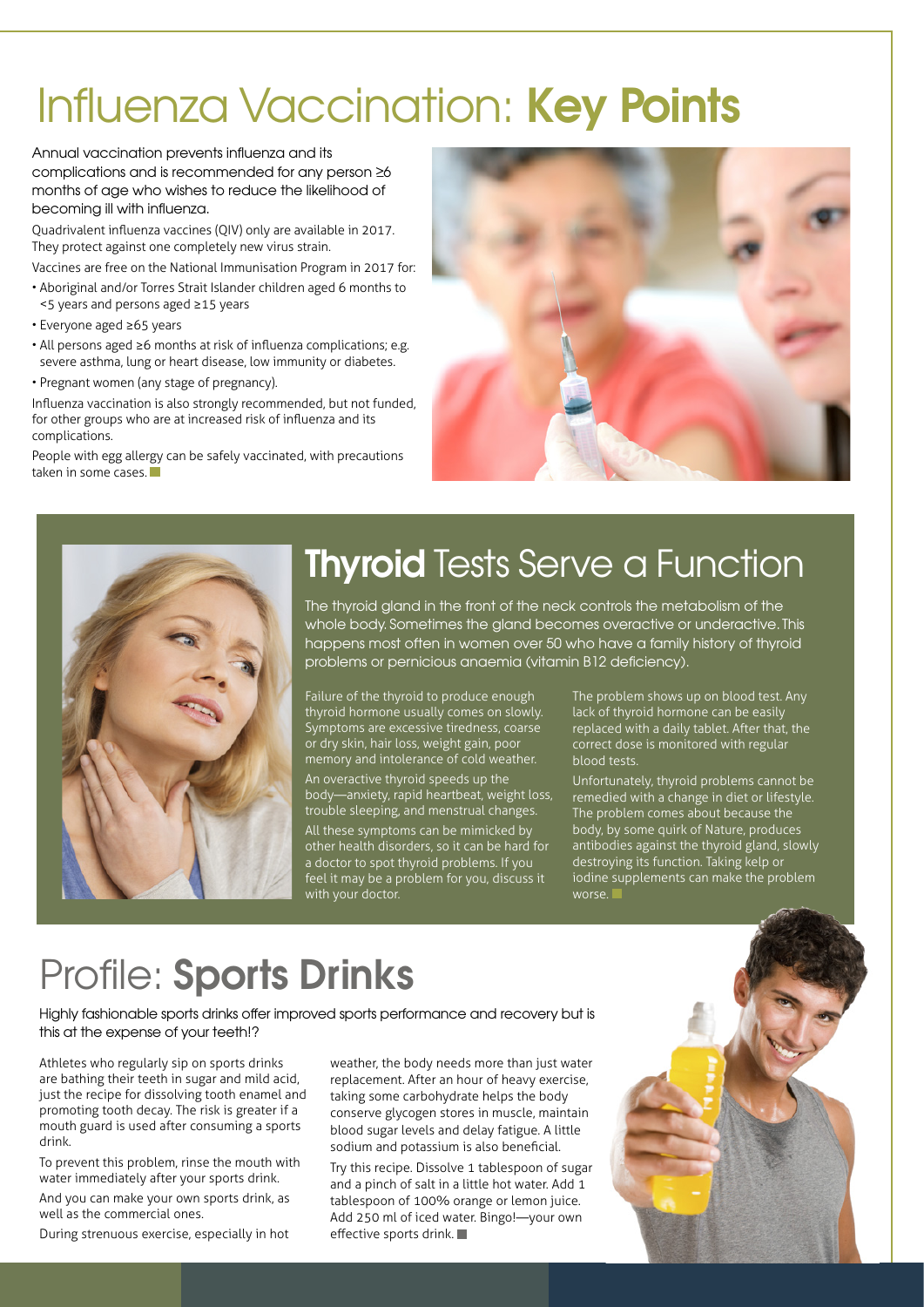# Influenza Vaccination: **Key Points**

Annual vaccination prevents influenza and its complications and is recommended for any person ≥6 months of age who wishes to reduce the likelihood of becoming ill with influenza.

Quadrivalent influenza vaccines (QIV) only are available in 2017. They protect against one completely new virus strain.

Vaccines are free on the National Immunisation Program in 2017 for:

- Aboriginal and/or Torres Strait Islander children aged 6 months to <5 years and persons aged ≥15 years
- Everyone aged ≥65 years
- All persons aged ≥6 months at risk of influenza complications; e.g. severe asthma, lung or heart disease, low immunity or diabetes.
- Pregnant women (any stage of pregnancy).

Influenza vaccination is also strongly recommended, but not funded, for other groups who are at increased risk of influenza and its complications.

People with egg allergy can be safely vaccinated, with precautions taken in some cases.

# **Thyroid** Tests Serve a Function

The thyroid gland in the front of the neck controls the metabolism of the whole body. Sometimes the gland becomes overactive or underactive. This happens most often in women over 50 who have a family history of thyroid problems or pernicious anaemia (vitamin B12 deficiency).

Failure of the thyroid to produce enough thyroid hormone usually comes on slowly. Symptoms are excessive tiredness, coarse or dry skin, hair loss, weight gain, poor memory and intolerance of cold weather.

An overactive thyroid speeds up the body—anxiety, rapid heartbeat, weight loss, trouble sleeping, and menstrual changes.

All these symptoms can be mimicked by other health disorders, so it can be hard for a doctor to spot thyroid problems. If you feel it may be a problem for you, discuss it with your doctor.

The problem shows up on blood test. Any lack of thyroid hormone can be easily replaced with a daily tablet. After that, the correct dose is monitored with regular blood tests.

Unfortunately, thyroid problems cannot be remedied with a change in diet or lifestyle. The problem comes about because the body, by some quirk of Nature, produces antibodies against the thyroid gland, slowly destroying its function. Taking kelp or iodine supplements can make the problem worse.

# Profile: **Sports Drinks**

Highly fashionable sports drinks offer improved sports performance and recovery but is this at the expense of your teeth!?

Athletes who regularly sip on sports drinks are bathing their teeth in sugar and mild acid, just the recipe for dissolving tooth enamel and promoting tooth decay. The risk is greater if a mouth guard is used after consuming a sports drink.

To prevent this problem, rinse the mouth with water immediately after your sports drink.

And you can make your own sports drink, as well as the commercial ones.

During strenuous exercise, especially in hot weather, the body needs more than just water replacement. After an hour of heavy exercise, taking some carbohydrate helps the body conserve glycogen stores in muscle, maintain blood sugar levels and delay fatigue. A little sodium and potassium is also beneficial.

Try this recipe. Dissolve 1 tablespoon of sugar and a pinch of salt in a little hot water. Add 1 tablespoon of 100% orange or lemon juice. Add 250 ml of iced water. Bingo!—your own effective sports drink.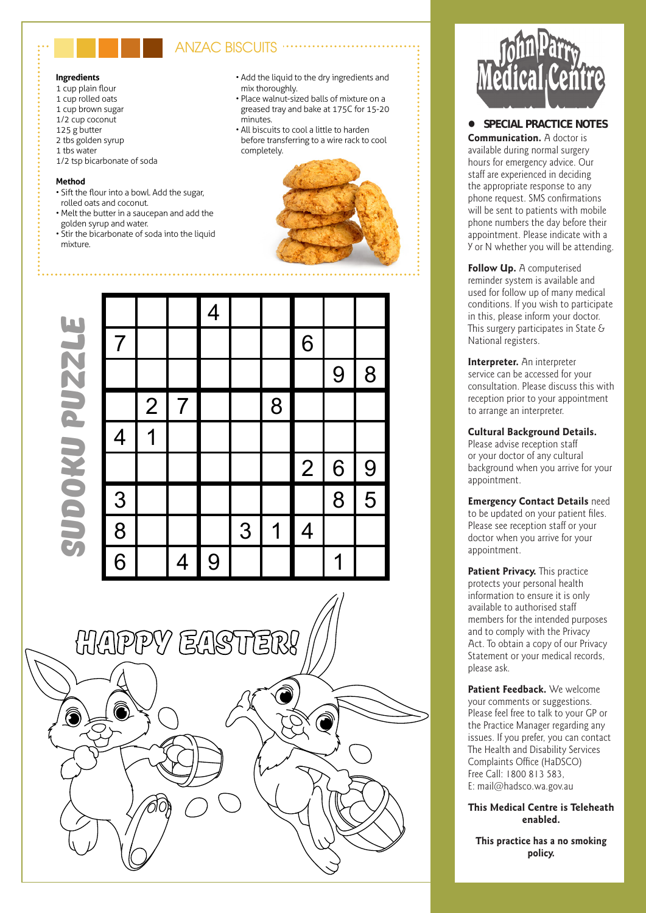## ANZAC BISCUITS

**Ingredients**

1 cup plain flour
1 cup rolled oats
1 cup brown sugar
1/2 cup coconut
125 g butter
2 tbs golden syrup
1 tbs water
1/2 tsp bicarbonate of soda

**Method**

- Sift the flour into a bowl. Add the sugar, rolled oats and coconut.
- Melt the butter in a saucepan and add the golden syrup and water.
- Stir the bicarbonate of soda into the liquid mixture.
- Add the liquid to the dry ingredients and mix thoroughly.
- Place walnut-sized balls of mixture on a greased tray and bake at 175C for 15-20 minutes.
- All biscuits to cool a little to harden before transferring to a wire rack to cool completely.

## SUDOKU PUZZLE

| | | | | | | | | |
|---|---|---|---|---|---|---|---|---|
| | | | 4 | | | | | |
| 7 | | | | | | 6 | | |
| | | | | | | | 9 | 8 |
| | 2 | 7 | | | 8 | | | |
| 4 | 1 | | | | | | | |
| | | | | | | 2 | 6 | 9 |
| 3 | | | | | | | 8 | 5 |
| 8 | | | | 3 | 1 | 4 | | |
| 6 | | 4 | 9 | | | | 1 | |

HAPPY EASTER!

# John Parry Medical Centre

## SPECIAL PRACTICE NOTES

**Communication.** A doctor is available during normal surgery hours for emergency advice. Our staff are experienced in deciding the appropriate response to any phone request. SMS confirmations will be sent to patients with mobile phone numbers the day before their appointment. Please indicate with a Y or N whether you will be attending.

**Follow Up.** A computerised reminder system is available and used for follow up of many medical conditions. If you wish to participate in this, please inform your doctor. This surgery participates in State & National registers.

**Interpreter.** An interpreter service can be accessed for your consultation. Please discuss this with reception prior to your appointment to arrange an interpreter.

**Cultural Background Details.** Please advise reception staff or your doctor of any cultural background when you arrive for your appointment.

**Emergency Contact Details** need to be updated on your patient files. Please see reception staff or your doctor when you arrive for your appointment.

**Patient Privacy.** This practice protects your personal health information to ensure it is only available to authorised staff members for the intended purposes and to comply with the Privacy Act. To obtain a copy of our Privacy Statement or your medical records, please ask.

**Patient Feedback.** We welcome your comments or suggestions. Please feel free to talk to your GP or the Practice Manager regarding any issues. If you prefer, you can contact The Health and Disability Services Complaints Office (HaDSCO) Free Call: 1800 813 583, E: mail@hadsco.wa.gov.au

**This Medical Centre is Teleheath enabled.**

**This practice has a no smoking policy.**